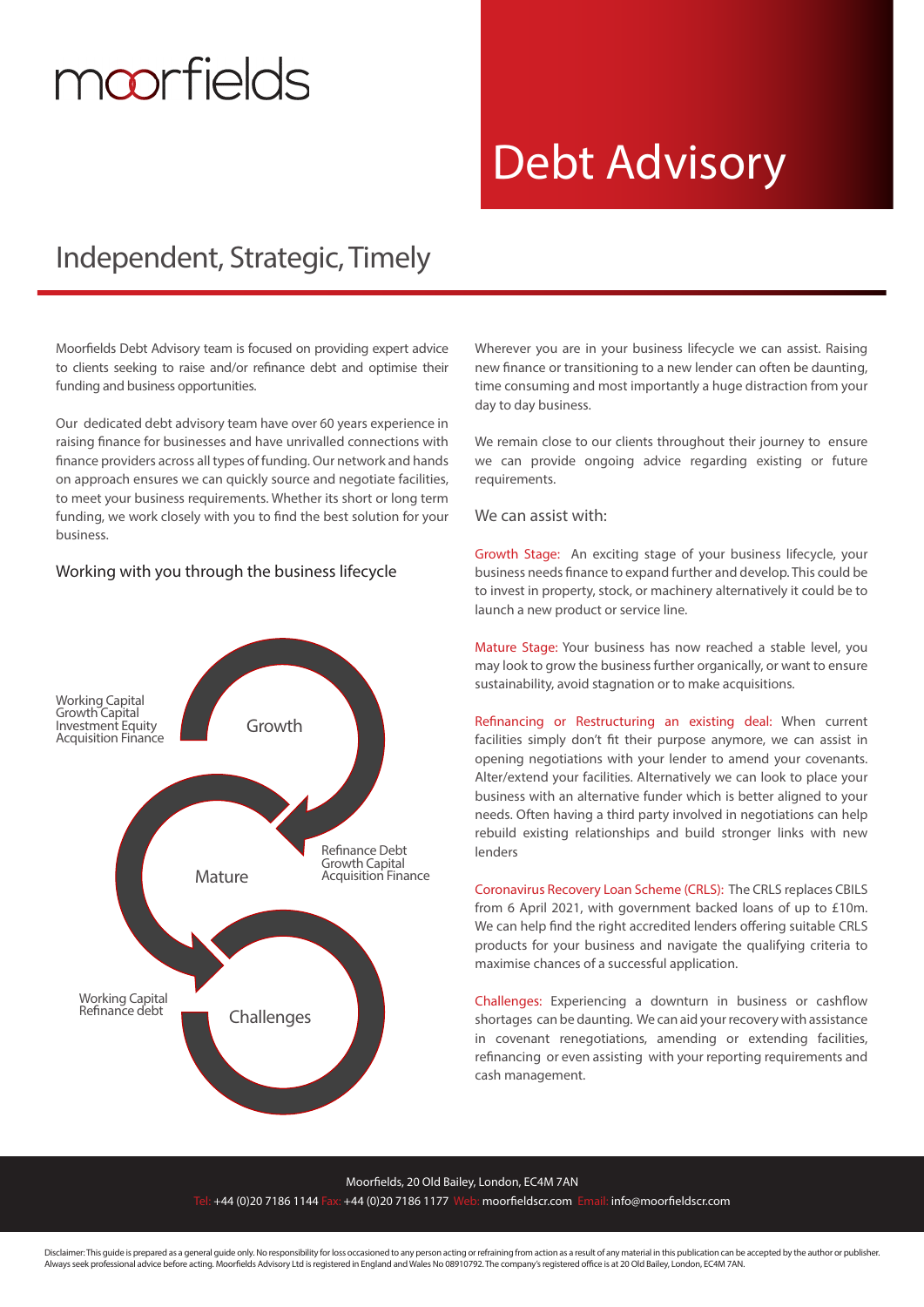moorfields

# Debt Advisory

## Independent, Strategic, Timely

Moorfields Debt Advisory team is focused on providing expert advice to clients seeking to raise and/or refinance debt and optimise their funding and business opportunities.

Our dedicated debt advisory team have over 60 years experience in raising finance for businesses and have unrivalled connections with finance providers across all types of funding. Our network and hands on approach ensures we can quickly source and negotiate facilities, to meet your business requirements. Whether its short or long term funding, we work closely with you to find the best solution for your business.

### Working with you through the business lifecycle

Working Capital
Growth Capital
Investment Equity
Acquisition Finance

Growth

Refinance Debt
Growth Capital
Acquisition Finance

Mature

Working Capital
Refinance debt

Challenges

Wherever you are in your business lifecycle we can assist. Raising new finance or transitioning to a new lender can often be daunting, time consuming and most importantly a huge distraction from your day to day business.

We remain close to our clients throughout their journey to ensure we can provide ongoing advice regarding existing or future requirements.

### We can assist with:

**Growth Stage:** An exciting stage of your business lifecycle, your business needs finance to expand further and develop. This could be to invest in property, stock, or machinery alternatively it could be to launch a new product or service line.

**Mature Stage:** Your business has now reached a stable level, you may look to grow the business further organically, or want to ensure sustainability, avoid stagnation or to make acquisitions.

**Refinancing or Restructuring an existing deal:** When current facilities simply don't fit their purpose anymore, we can assist in opening negotiations with your lender to amend your covenants. Alter/extend your facilities. Alternatively we can look to place your business with an alternative funder which is better aligned to your needs. Often having a third party involved in negotiations can help rebuild existing relationships and build stronger links with new lenders

**Coronavirus Recovery Loan Scheme (CRLS):** The CRLS replaces CBILS from 6 April 2021, with government backed loans of up to £10m. We can help find the right accredited lenders offering suitable CRLS products for your business and navigate the qualifying criteria to maximise chances of a successful application.

**Challenges:** Experiencing a downturn in business or cashflow shortages can be daunting. We can aid your recovery with assistance in covenant renegotiations, amending or extending facilities, refinancing or even assisting with your reporting requirements and cash management.

Moorfields, 20 Old Bailey, London, EC4M 7AN

Tel: +44 (0)20 7186 1144 Fax: +44 (0)20 7186 1177 Web: moorfieldscr.com Email: info@moorfieldscr.com

Disclaimer: This guide is prepared as a general guide only. No responsibility for loss occasioned to any person acting or refraining from action as a result of any material in this publication can be accepted by the author or publisher. Always seek professional advice before acting. Moorfields Advisory Ltd is registered in England and Wales No 08910792. The company's registered office is at 20 Old Bailey, London, EC4M 7AN.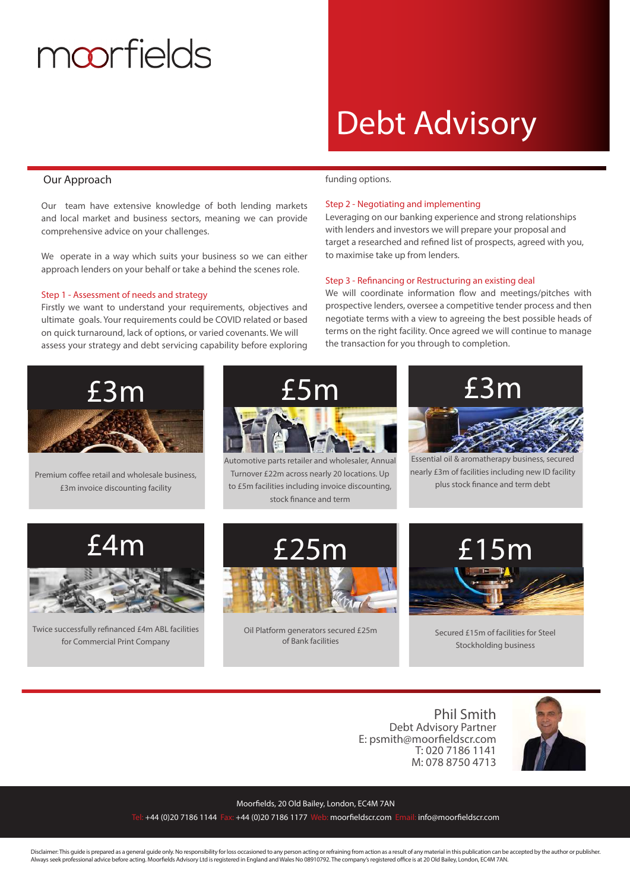# moorfields

# Debt Advisory

## Our Approach

Our team have extensive knowledge of both lending markets and local market and business sectors, meaning we can provide comprehensive advice on your challenges.

We operate in a way which suits your business so we can either approach lenders on your behalf or take a behind the scenes role.

### Step 1 - Assessment of needs and strategy

Firstly we want to understand your requirements, objectives and ultimate goals. Your requirements could be COVID related or based on quick turnaround, lack of options, or varied covenants. We will assess your strategy and debt servicing capability before exploring funding options.

### Step 2 - Negotiating and implementing

Leveraging on our banking experience and strong relationships with lenders and investors we will prepare your proposal and target a researched and refined list of prospects, agreed with you, to maximise take up from lenders.

### Step 3 - Refinancing or Restructuring an existing deal

We will coordinate information flow and meetings/pitches with prospective lenders, oversee a competitive tender process and then negotiate terms with a view to agreeing the best possible heads of terms on the right facility. Once agreed we will continue to manage the transaction for you through to completion.

**£3m**

Premium coffee retail and wholesale business, £3m invoice discounting facility

**£5m**

Automotive parts retailer and wholesaler, Annual Turnover £22m across nearly 20 locations. Up to £5m facilities including invoice discounting, stock finance and term

**£3m**

Essential oil & aromatherapy business, secured nearly £3m of facilities including new ID facility plus stock finance and term debt

**£4m**

Twice successfully refinanced £4m ABL facilities for Commercial Print Company

**£25m**

Oil Platform generators secured £25m of Bank facilities

**£15m**

Secured £15m of facilities for Steel Stockholding business

Phil Smith
Debt Advisory Partner
E: psmith@moorfieldscr.com
T: 020 7186 1141
M: 078 8750 4713

Moorfields, 20 Old Bailey, London, EC4M 7AN

Tel: +44 (0)20 7186 1144 Fax: +44 (0)20 7186 1177 Web: moorfieldscr.com Email: info@moorfieldscr.com

Disclaimer: This guide is prepared as a general guide only. No responsibility for loss occasioned to any person acting or refraining from action as a result of any material in this publication can be accepted by the author or publisher. Always seek professional advice before acting. Moorfields Advisory Ltd is registered in England and Wales No 08910792. The company's registered office is at 20 Old Bailey, London, EC4M 7AN.